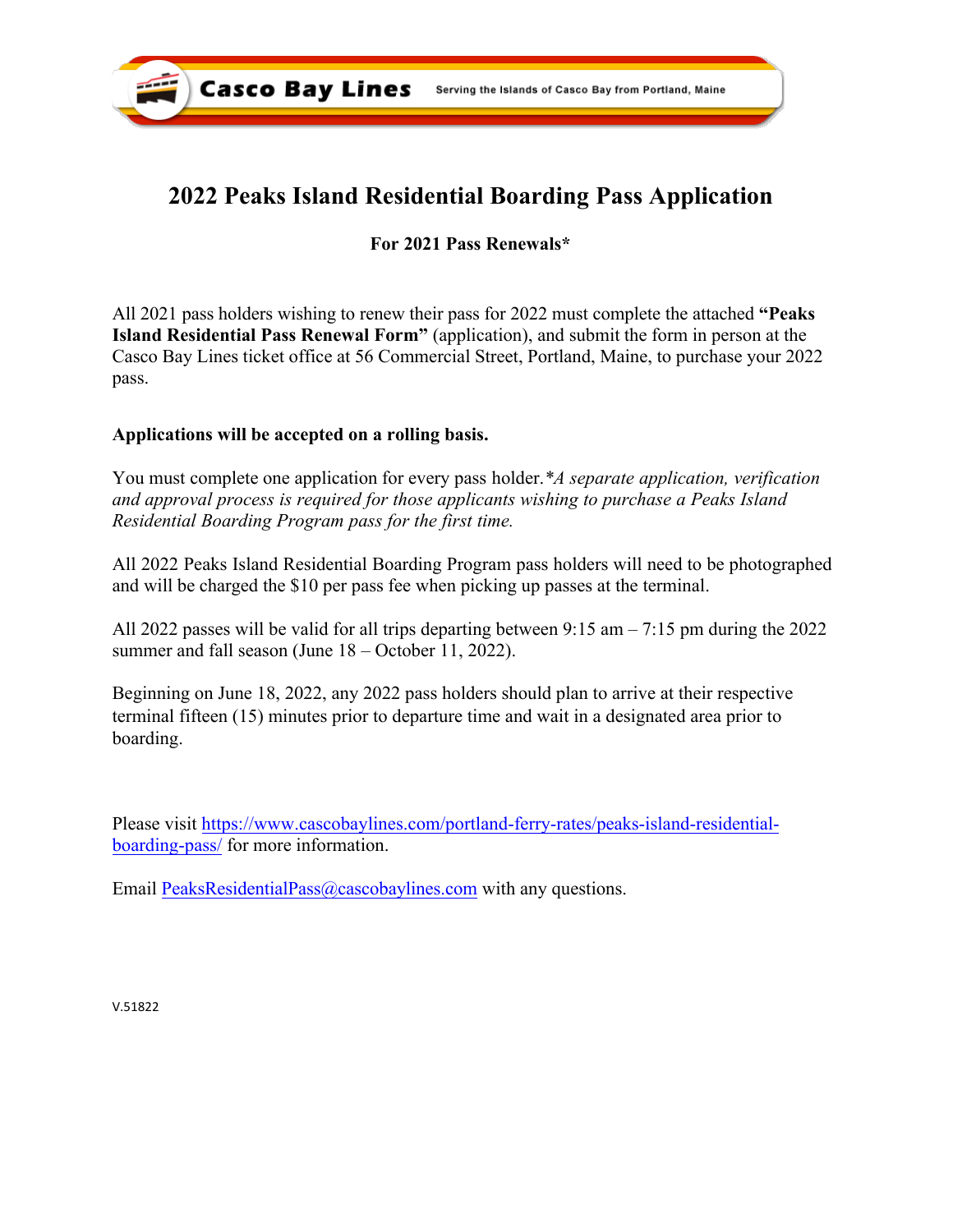Casco Bay Lines — Serving the Islands of Casco Bay from Portland, Maine

# 2022 Peaks Island Residential Boarding Pass Application

**For 2021 Pass Renewals***

All 2021 pass holders wishing to renew their pass for 2022 must complete the attached **"Peaks Island Residential Pass Renewal Form"** (application), and submit the form in person at the Casco Bay Lines ticket office at 56 Commercial Street, Portland, Maine, to purchase your 2022 pass.

**Applications will be accepted on a rolling basis.**

You must complete one application for every pass holder.**A separate application, verification and approval process is required for those applicants wishing to purchase a Peaks Island Residential Boarding Program pass for the first time.*

All 2022 Peaks Island Residential Boarding Program pass holders will need to be photographed and will be charged the $10 per pass fee when picking up passes at the terminal.

All 2022 passes will be valid for all trips departing between 9:15 am – 7:15 pm during the 2022 summer and fall season (June 18 – October 11, 2022).

Beginning on June 18, 2022, any 2022 pass holders should plan to arrive at their respective terminal fifteen (15) minutes prior to departure time and wait in a designated area prior to boarding.

Please visit https://www.cascobaylines.com/portland-ferry-rates/peaks-island-residential-boarding-pass/ for more information.

Email PeaksResidentialPass@cascobaylines.com with any questions.

V.51822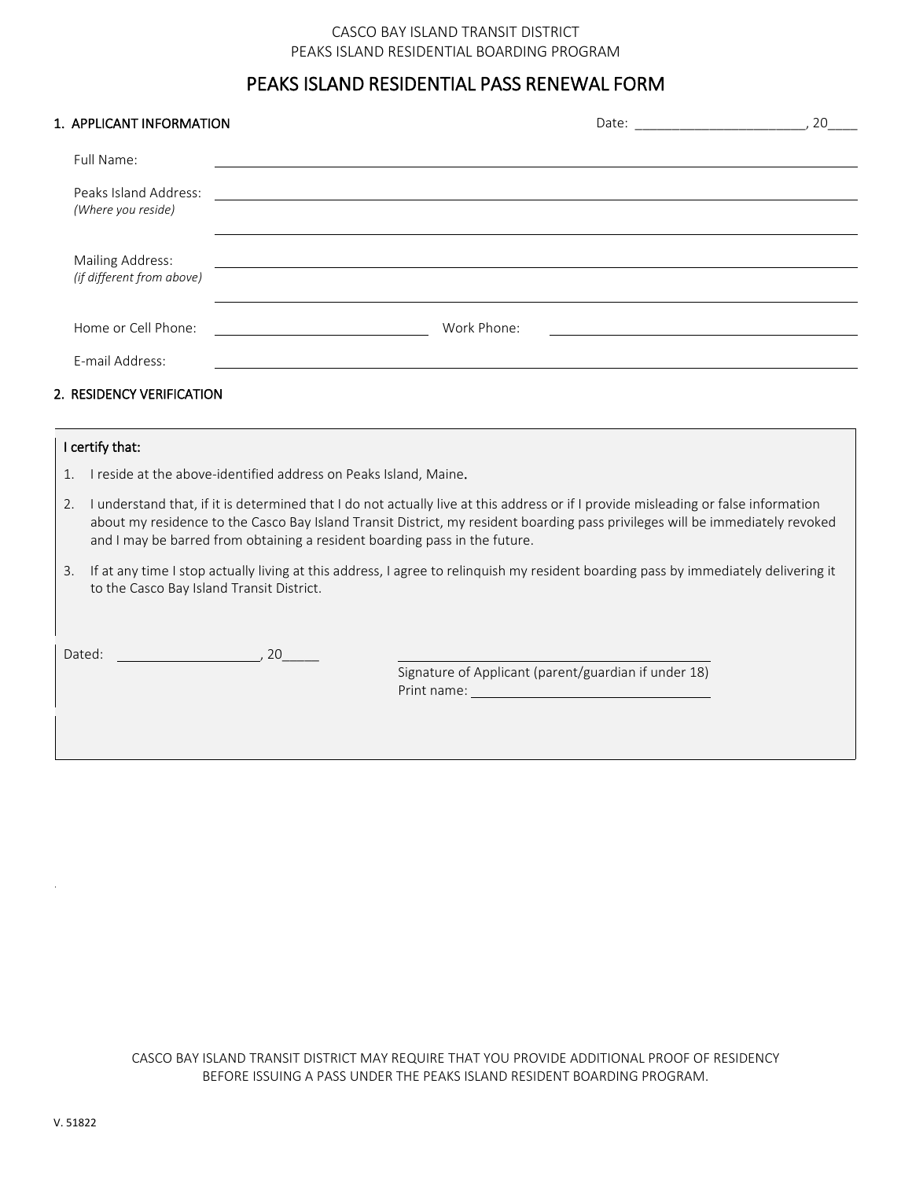CASCO BAY ISLAND TRANSIT DISTRICT
PEAKS ISLAND RESIDENTIAL BOARDING PROGRAM

# PEAKS ISLAND RESIDENTIAL PASS RENEWAL FORM

## 1. APPLICANT INFORMATION

Date: ________________________, 20____

Full Name: ____________________________________________

Peaks Island Address: ____________________________________________
*(Where you reside)*
____________________________________________

Mailing Address: ____________________________________________
*(if different from above)*
____________________________________________

Home or Cell Phone: ____________________ Work Phone: ____________________

E-mail Address: ____________________________________________

## 2. RESIDENCY VERIFICATION

**I certify that:**

1. I reside at the above-identified address on Peaks Island, Maine.
2. I understand that, if it is determined that I do not actually live at this address or if I provide misleading or false information about my residence to the Casco Bay Island Transit District, my resident boarding pass privileges will be immediately revoked and I may be barred from obtaining a resident boarding pass in the future.
3. If at any time I stop actually living at this address, I agree to relinquish my resident boarding pass by immediately delivering it to the Casco Bay Island Transit District.

Dated: ____________________, 20_____

____________________________________________
Signature of Applicant (parent/guardian if under 18)
Print name: ______________________________

CASCO BAY ISLAND TRANSIT DISTRICT MAY REQUIRE THAT YOU PROVIDE ADDITIONAL PROOF OF RESIDENCY BEFORE ISSUING A PASS UNDER THE PEAKS ISLAND RESIDENT BOARDING PROGRAM.

V. 51822